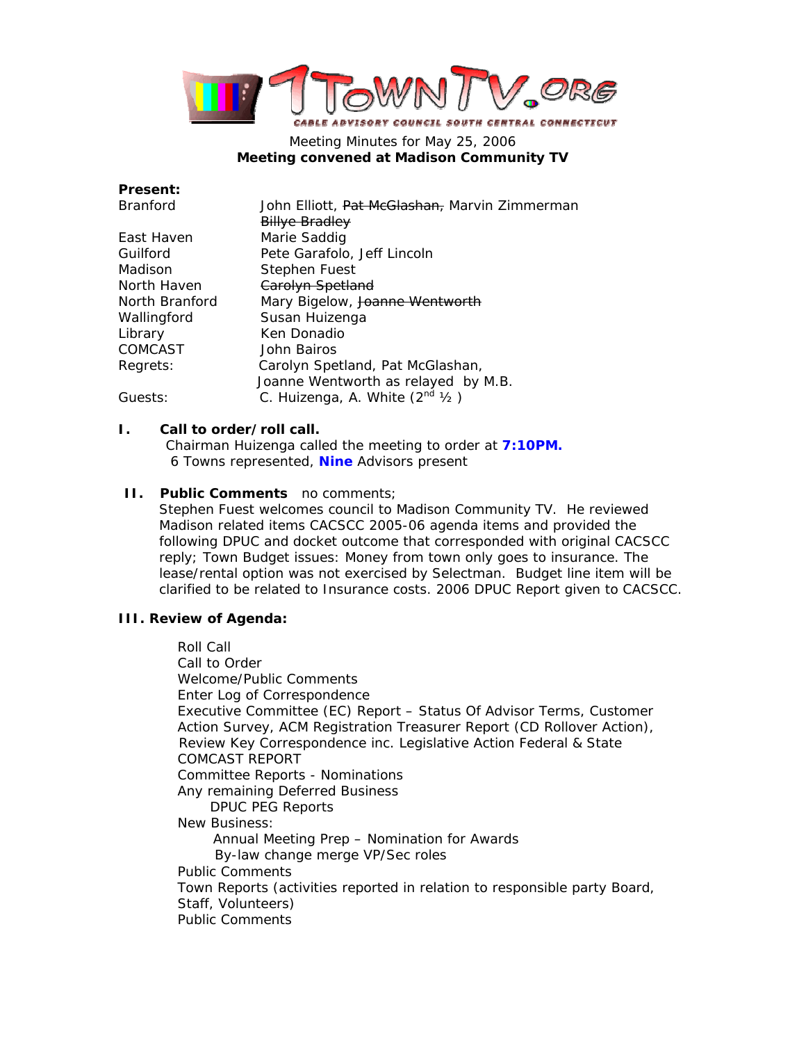# 1TownTV.org

CABLE ADVISORY COUNCIL SOUTH CENTRAL CONNECTICUT

Meeting Minutes for May 25, 2006

**Meeting convened at Madison Community TV**

**Present:**

| | |
|---|---|
| Branford | John Elliott, ~~Pat McGlashan,~~ Marvin Zimmerman ~~Billye Bradley~~ |
| East Haven | Marie Saddig |
| Guilford | Pete Garafolo, Jeff Lincoln |
| Madison | Stephen Fuest |
| North Haven | ~~Carolyn Spetland~~ |
| North Branford | Mary Bigelow, ~~Joanne Wentworth~~ |
| Wallingford | Susan Huizenga |
| Library | Ken Donadio |
| COMCAST | John Bairos |
| Regrets: | Carolyn Spetland, Pat McGlashan, Joanne Wentworth as relayed by M.B. |
| Guests: | C. Huizenga, A. White ($2^{nd}$ ½ ) |

**I. Call to order/roll call.**

Chairman Huizenga called the meeting to order at **7:10PM.**
6 Towns represented, **Nine** Advisors present

**II. Public Comments** no comments;

Stephen Fuest welcomes council to Madison Community TV. He reviewed Madison related items CACSCC 2005-06 agenda items and provided the following DPUC and docket outcome that corresponded with original CACSCC reply; Town Budget issues: Money from town only goes to insurance. The lease/rental option was not exercised by Selectman. Budget line item will be clarified to be related to Insurance costs. 2006 DPUC Report given to CACSCC.

**III. Review of Agenda:**

- Roll Call
- Call to Order
- Welcome/Public Comments
- Enter Log of Correspondence
- Executive Committee (EC) Report – Status Of Advisor Terms, Customer Action Survey, ACM Registration Treasurer Report (CD Rollover Action), Review Key Correspondence inc. Legislative Action Federal & State
- COMCAST REPORT
- Committee Reports - Nominations
- Any remaining Deferred Business
  - DPUC PEG Reports
- New Business:
  - Annual Meeting Prep – Nomination for Awards
  - By-law change merge VP/Sec roles
- Public Comments
- Town Reports (activities reported in relation to responsible party Board, Staff, Volunteers)
- Public Comments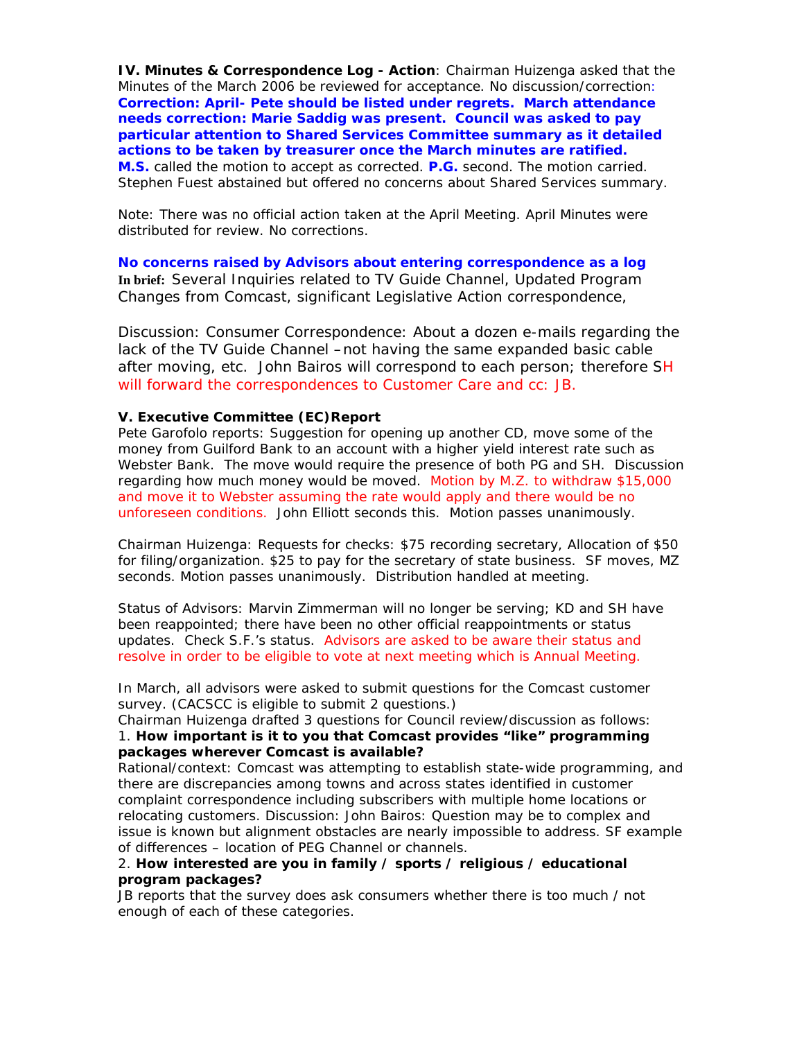**IV. Minutes & Correspondence Log - Action**: Chairman Huizenga asked that the Minutes of the March 2006 be reviewed for acceptance. No discussion/correction: **Correction: April- Pete should be listed under regrets. March attendance needs correction: Marie Saddig was present. Council was asked to pay particular attention to Shared Services Committee summary as it detailed actions to be taken by treasurer once the March minutes are ratified.** **M.S.** called the motion to accept as corrected. **P.G.** second. The motion carried. Stephen Fuest abstained but offered no concerns about Shared Services summary.

Note: There was no official action taken at the April Meeting. April Minutes were distributed for review. No corrections.

**No concerns raised by Advisors about entering correspondence as a log**
**In brief:** Several Inquiries related to TV Guide Channel, Updated Program Changes from Comcast, significant Legislative Action correspondence,

Discussion: Consumer Correspondence: About a dozen e-mails regarding the lack of the TV Guide Channel –not having the same expanded basic cable after moving, etc. John Bairos will correspond to each person; therefore SH will forward the correspondences to Customer Care and cc: JB.

**V. Executive Committee (EC)Report**
Pete Garofolo reports: Suggestion for opening up another CD, move some of the money from Guilford Bank to an account with a higher yield interest rate such as Webster Bank. The move would require the presence of both PG and SH. Discussion regarding how much money would be moved. Motion by M.Z. to withdraw $15,000 and move it to Webster assuming the rate would apply and there would be no unforeseen conditions. John Elliott seconds this. Motion passes unanimously.

Chairman Huizenga: Requests for checks: $75 recording secretary, Allocation of $50 for filing/organization. $25 to pay for the secretary of state business. SF moves, MZ seconds. Motion passes unanimously. Distribution handled at meeting.

Status of Advisors: Marvin Zimmerman will no longer be serving; KD and SH have been reappointed; there have been no other official reappointments or status updates. Check S.F.'s status. Advisors are asked to be aware their status and resolve in order to be eligible to vote at next meeting which is Annual Meeting.

In March, all advisors were asked to submit questions for the Comcast customer survey. (CACSCC is eligible to submit 2 questions.)
Chairman Huizenga drafted 3 questions for Council review/discussion as follows:
1. **How important is it to you that Comcast provides "like" programming packages wherever Comcast is available?**
Rational/context: Comcast was attempting to establish state-wide programming, and there are discrepancies among towns and across states identified in customer complaint correspondence including subscribers with multiple home locations or relocating customers. Discussion: John Bairos: Question may be to complex and issue is known but alignment obstacles are nearly impossible to address. SF example of differences – location of PEG Channel or channels.
2. **How interested are you in family / sports / religious / educational program packages?**
JB reports that the survey does ask consumers whether there is too much / not enough of each of these categories.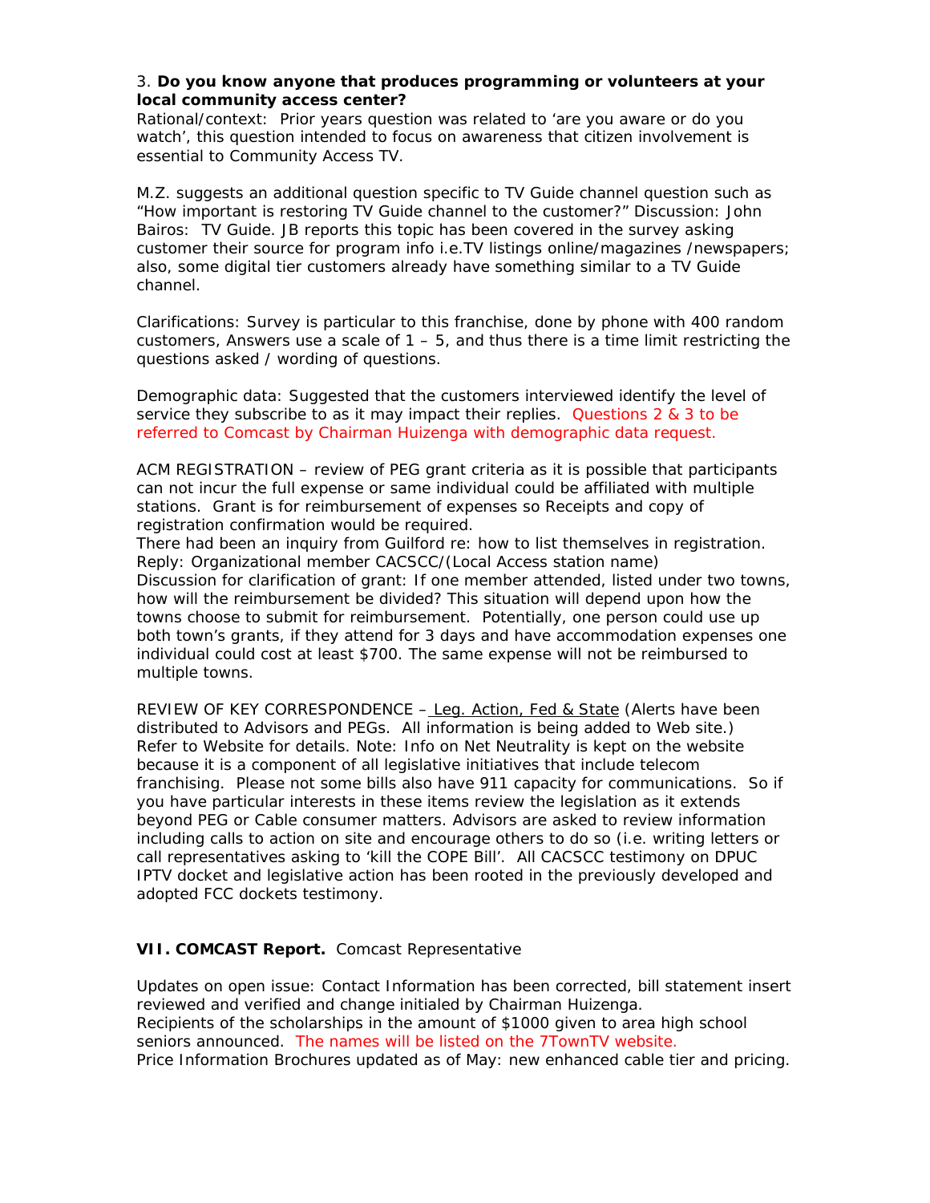3. **Do you know anyone that produces programming or volunteers at your local community access center?**
Rational/context: Prior years question was related to 'are you aware or do you watch', this question intended to focus on awareness that citizen involvement is essential to Community Access TV.

M.Z. suggests an additional question specific to TV Guide channel question such as "How important is restoring TV Guide channel to the customer?" Discussion: John Bairos: TV Guide. JB reports this topic has been covered in the survey asking customer their source for program info i.e.TV listings online/magazines /newspapers; also, some digital tier customers already have something similar to a TV Guide channel.

Clarifications: Survey is particular to this franchise, done by phone with 400 random customers, Answers use a scale of 1 – 5, and thus there is a time limit restricting the questions asked / wording of questions.

Demographic data: Suggested that the customers interviewed identify the level of service they subscribe to as it may impact their replies. Questions 2 & 3 to be referred to Comcast by Chairman Huizenga with demographic data request.

ACM REGISTRATION – review of PEG grant criteria as it is possible that participants can not incur the full expense or same individual could be affiliated with multiple stations. Grant is for reimbursement of expenses so Receipts and copy of registration confirmation would be required.
There had been an inquiry from Guilford re: how to list themselves in registration. Reply: Organizational member CACSCC/(Local Access station name)
Discussion for clarification of grant: If one member attended, listed under two towns, how will the reimbursement be divided? This situation will depend upon how the towns choose to submit for reimbursement. Potentially, one person could use up both town's grants, if they attend for 3 days and have accommodation expenses one individual could cost at least $700. The same expense will not be reimbursed to multiple towns.

REVIEW OF KEY CORRESPONDENCE – Leg. Action, Fed & State (Alerts have been distributed to Advisors and PEGs. All information is being added to Web site.) Refer to Website for details. Note: Info on Net Neutrality is kept on the website because it is a component of all legislative initiatives that include telecom franchising. Please not some bills also have 911 capacity for communications. So if you have particular interests in these items review the legislation as it extends beyond PEG or Cable consumer matters. Advisors are asked to review information including calls to action on site and encourage others to do so (i.e. writing letters or call representatives asking to 'kill the COPE Bill'. All CACSCC testimony on DPUC IPTV docket and legislative action has been rooted in the previously developed and adopted FCC dockets testimony.

**VII. COMCAST Report.** Comcast Representative

Updates on open issue: Contact Information has been corrected, bill statement insert reviewed and verified and change initialed by Chairman Huizenga.
Recipients of the scholarships in the amount of $1000 given to area high school seniors announced. The names will be listed on the 7TownTV website.
Price Information Brochures updated as of May: new enhanced cable tier and pricing.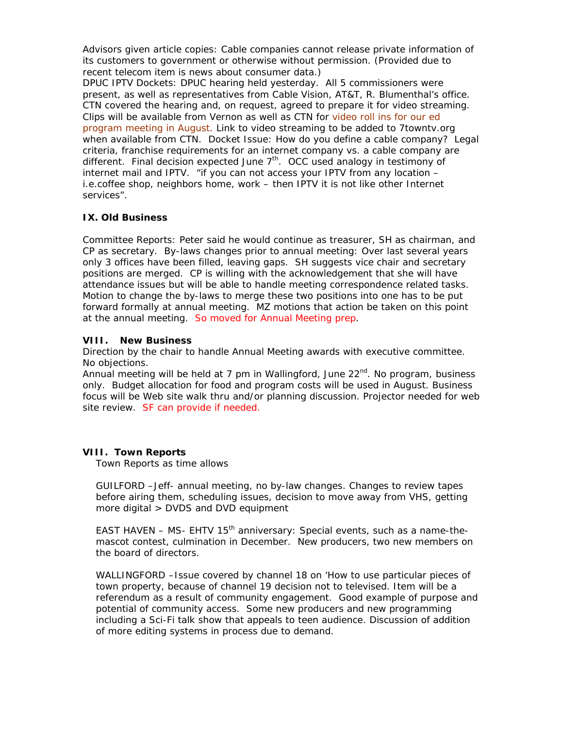Advisors given article copies: Cable companies cannot release private information of its customers to government or otherwise without permission. (Provided due to recent telecom item is news about consumer data.)
DPUC IPTV Dockets: DPUC hearing held yesterday. All 5 commissioners were present, as well as representatives from Cable Vision, AT&T, R. Blumenthal's office. CTN covered the hearing and, on request, agreed to prepare it for video streaming. Clips will be available from Vernon as well as CTN for video roll ins for our ed program meeting in August. Link to video streaming to be added to 7towntv.org when available from CTN. Docket Issue: How do you define a cable company? Legal criteria, franchise requirements for an internet company vs. a cable company are different. Final decision expected June 7th. OCC used analogy in testimony of internet mail and IPTV. "if you can not access your IPTV from any location – i.e.coffee shop, neighbors home, work – then IPTV it is not like other Internet services".

**IX. Old Business**

Committee Reports: Peter said he would continue as treasurer, SH as chairman, and CP as secretary. By-laws changes prior to annual meeting: Over last several years only 3 offices have been filled, leaving gaps. SH suggests vice chair and secretary positions are merged. CP is willing with the acknowledgement that she will have attendance issues but will be able to handle meeting correspondence related tasks. Motion to change the by-laws to merge these two positions into one has to be put forward formally at annual meeting. MZ motions that action be taken on this point at the annual meeting. So moved for Annual Meeting prep.

**VIII. New Business**

Direction by the chair to handle Annual Meeting awards with executive committee. No objections.
Annual meeting will be held at 7 pm in Wallingford, June 22nd. No program, business only. Budget allocation for food and program costs will be used in August. Business focus will be Web site walk thru and/or planning discussion. Projector needed for web site review. SF can provide if needed.

**VIII. Town Reports**

Town Reports as time allows

GUILFORD –Jeff- annual meeting, no by-law changes. Changes to review tapes before airing them, scheduling issues, decision to move away from VHS, getting more digital > DVDS and DVD equipment

EAST HAVEN – MS- EHTV 15th anniversary: Special events, such as a name-the-mascot contest, culmination in December. New producers, two new members on the board of directors.

WALLINGFORD –Issue covered by channel 18 on 'How to use particular pieces of town property, because of channel 19 decision not to televised. Item will be a referendum as a result of community engagement. Good example of purpose and potential of community access. Some new producers and new programming including a Sci-Fi talk show that appeals to teen audience. Discussion of addition of more editing systems in process due to demand.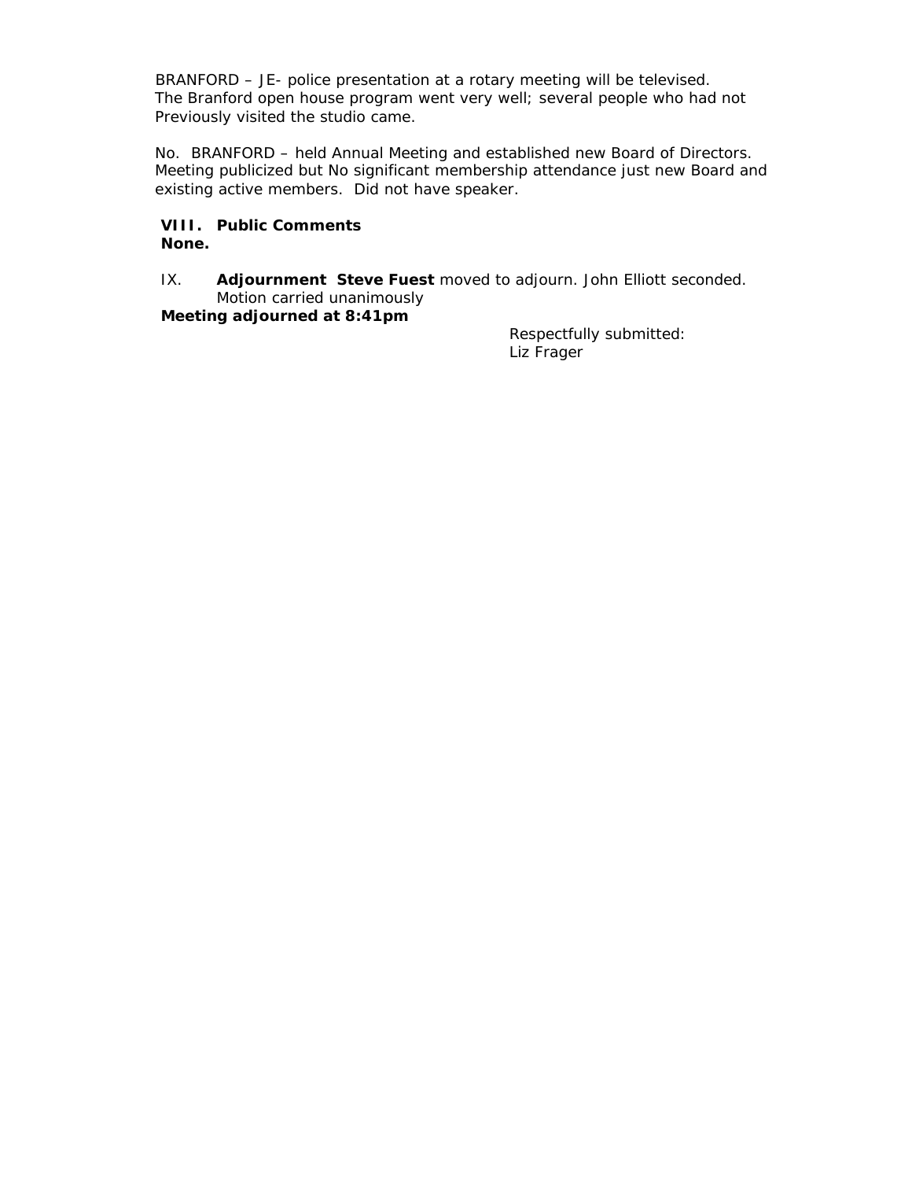BRANFORD – JE- police presentation at a rotary meeting will be televised.
The Branford open house program went very well; several people who had not Previously visited the studio came.

No. BRANFORD – held Annual Meeting and established new Board of Directors. Meeting publicized but No significant membership attendance just new Board and existing active members. Did not have speaker.

**VIII. Public Comments**
**None.**

IX. **Adjournment Steve Fuest** moved to adjourn. John Elliott seconded. Motion carried unanimously

**Meeting adjourned at 8:41pm**

Respectfully submitted:
Liz Frager